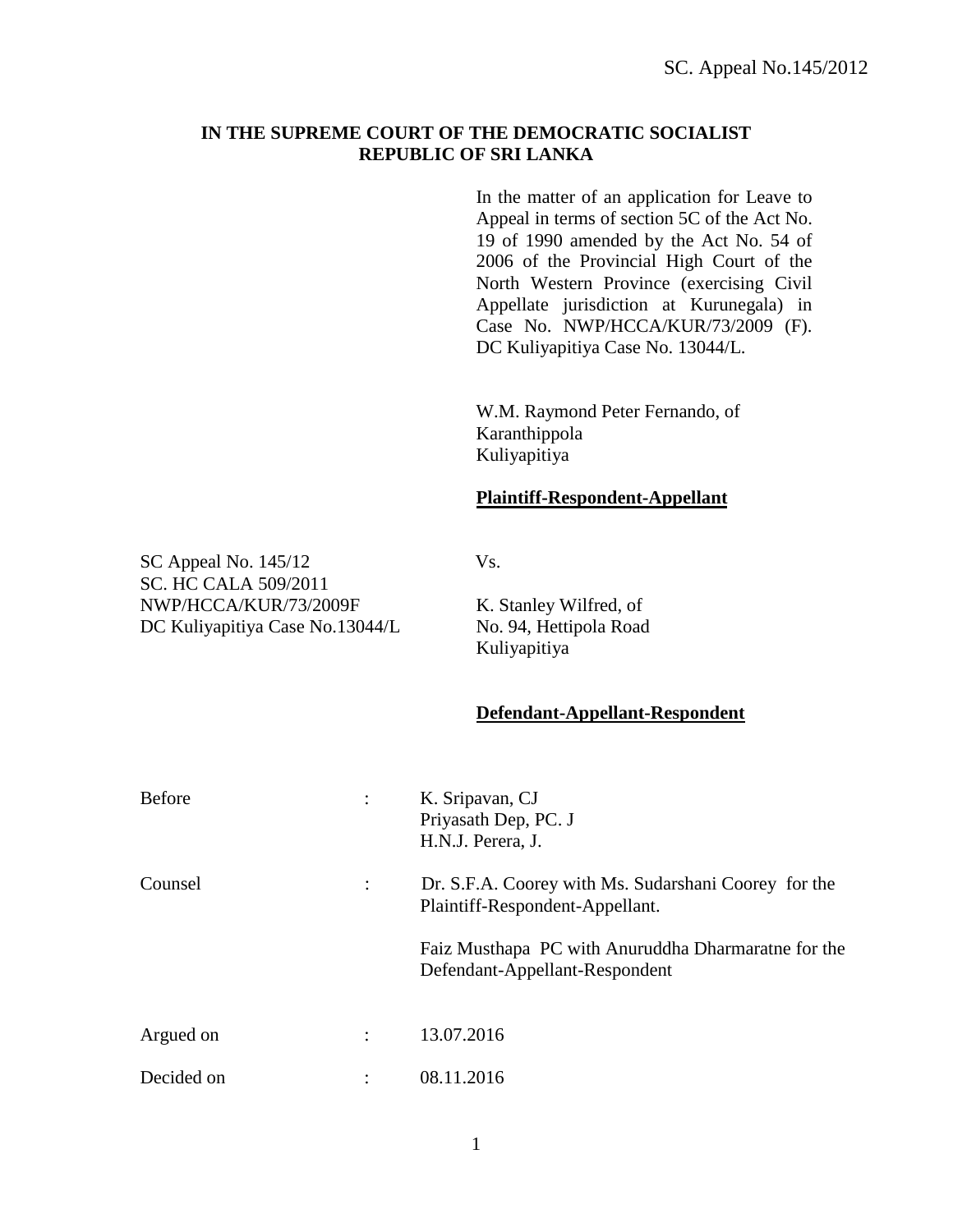**IN THE SUPREME COURT OF THE DEMOCRATIC SOCIALIST REPUBLIC OF SRI LANKA**

In the matter of an application for Leave to Appeal in terms of section 5C of the Act No. 19 of 1990 amended by the Act No. 54 of 2006 of the Provincial High Court of the North Western Province (exercising Civil Appellate jurisdiction at Kurunegala) in Case No. NWP/HCCA/KUR/73/2009 (F). DC Kuliyapitiya Case No. 13044/L.

W.M. Raymond Peter Fernando, of
Karanthippola
Kuliyapitiya

**Plaintiff-Respondent-Appellant**

SC Appeal No. 145/12
SC. HC CALA 509/2011
NWP/HCCA/KUR/73/2009F
DC Kuliyapitiya Case No.13044/L

Vs.

K. Stanley Wilfred, of
No. 94, Hettipola Road
Kuliyapitiya

**Defendant-Appellant-Respondent**

Before : K. Sripavan, CJ
Priyasath Dep, PC. J
H.N.J. Perera, J.

Counsel : Dr. S.F.A. Coorey with Ms. Sudarshani Coorey for the Plaintiff-Respondent-Appellant.

Faiz Musthapa PC with Anuruddha Dharmaratne for the Defendant-Appellant-Respondent

Argued on : 13.07.2016

Decided on : 08.11.2016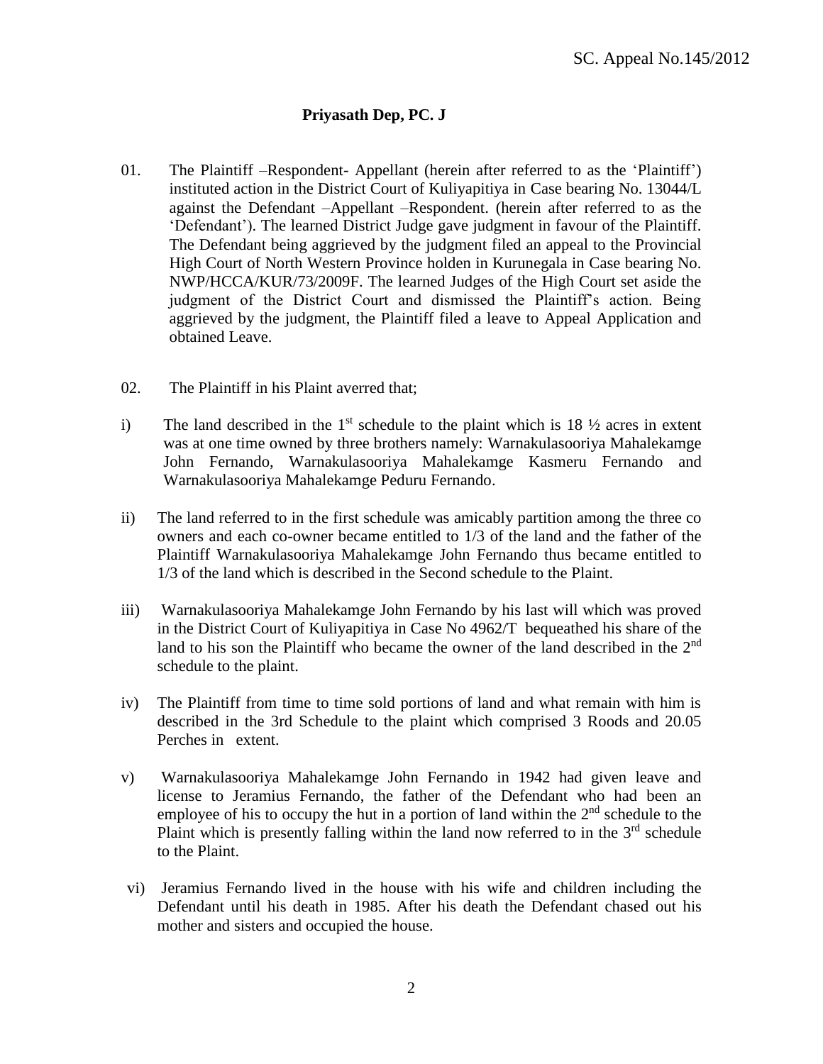**Priyasath Dep, PC. J**

01. The Plaintiff –Respondent- Appellant (herein after referred to as the 'Plaintiff') instituted action in the District Court of Kuliyapitiya in Case bearing No. 13044/L against the Defendant –Appellant –Respondent. (herein after referred to as the 'Defendant'). The learned District Judge gave judgment in favour of the Plaintiff. The Defendant being aggrieved by the judgment filed an appeal to the Provincial High Court of North Western Province holden in Kurunegala in Case bearing No. NWP/HCCA/KUR/73/2009F. The learned Judges of the High Court set aside the judgment of the District Court and dismissed the Plaintiff's action. Being aggrieved by the judgment, the Plaintiff filed a leave to Appeal Application and obtained Leave.

02. The Plaintiff in his Plaint averred that;

i) The land described in the 1st schedule to the plaint which is 18 ½ acres in extent was at one time owned by three brothers namely: Warnakulasooriya Mahalekamge John Fernando, Warnakulasooriya Mahalekamge Kasmeru Fernando and Warnakulasooriya Mahalekamge Peduru Fernando.

ii) The land referred to in the first schedule was amicably partition among the three co owners and each co-owner became entitled to 1/3 of the land and the father of the Plaintiff Warnakulasooriya Mahalekamge John Fernando thus became entitled to 1/3 of the land which is described in the Second schedule to the Plaint.

iii) Warnakulasooriya Mahalekamge John Fernando by his last will which was proved in the District Court of Kuliyapitiya in Case No 4962/T bequeathed his share of the land to his son the Plaintiff who became the owner of the land described in the 2nd schedule to the plaint.

iv) The Plaintiff from time to time sold portions of land and what remain with him is described in the 3rd Schedule to the plaint which comprised 3 Roods and 20.05 Perches in extent.

v) Warnakulasooriya Mahalekamge John Fernando in 1942 had given leave and license to Jeramius Fernando, the father of the Defendant who had been an employee of his to occupy the hut in a portion of land within the 2nd schedule to the Plaint which is presently falling within the land now referred to in the 3rd schedule to the Plaint.

vi) Jeramius Fernando lived in the house with his wife and children including the Defendant until his death in 1985. After his death the Defendant chased out his mother and sisters and occupied the house.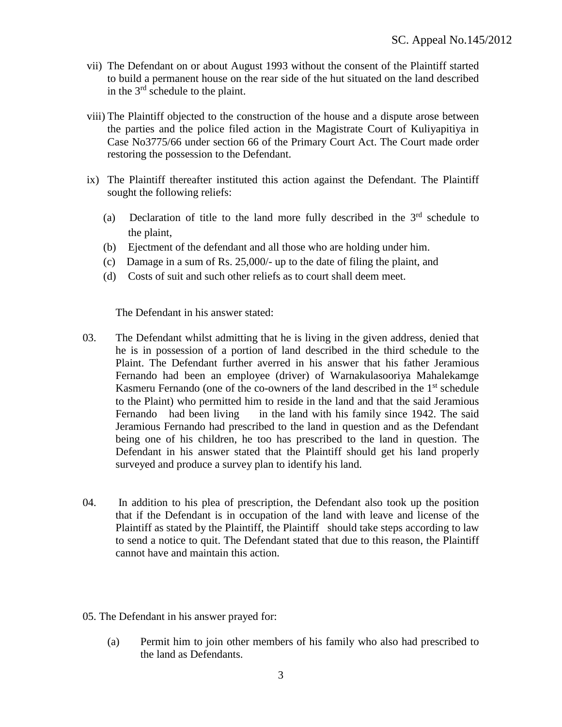vii) The Defendant on or about August 1993 without the consent of the Plaintiff started to build a permanent house on the rear side of the hut situated on the land described in the 3rd schedule to the plaint.

viii) The Plaintiff objected to the construction of the house and a dispute arose between the parties and the police filed action in the Magistrate Court of Kuliyapitiya in Case No3775/66 under section 66 of the Primary Court Act. The Court made order restoring the possession to the Defendant.

ix) The Plaintiff thereafter instituted this action against the Defendant. The Plaintiff sought the following reliefs:

(a) Declaration of title to the land more fully described in the 3rd schedule to the plaint,

(b) Ejectment of the defendant and all those who are holding under him.

(c) Damage in a sum of Rs. 25,000/- up to the date of filing the plaint, and

(d) Costs of suit and such other reliefs as to court shall deem meet.

The Defendant in his answer stated:

03. The Defendant whilst admitting that he is living in the given address, denied that he is in possession of a portion of land described in the third schedule to the Plaint. The Defendant further averred in his answer that his father Jeramious Fernando had been an employee (driver) of Warnakulasooriya Mahalekamge Kasmeru Fernando (one of the co-owners of the land described in the 1st schedule to the Plaint) who permitted him to reside in the land and that the said Jeramious Fernando had been living in the land with his family since 1942. The said Jeramious Fernando had prescribed to the land in question and as the Defendant being one of his children, he too has prescribed to the land in question. The Defendant in his answer stated that the Plaintiff should get his land properly surveyed and produce a survey plan to identify his land.

04. In addition to his plea of prescription, the Defendant also took up the position that if the Defendant is in occupation of the land with leave and license of the Plaintiff as stated by the Plaintiff, the Plaintiff should take steps according to law to send a notice to quit. The Defendant stated that due to this reason, the Plaintiff cannot have and maintain this action.

05. The Defendant in his answer prayed for:

(a) Permit him to join other members of his family who also had prescribed to the land as Defendants.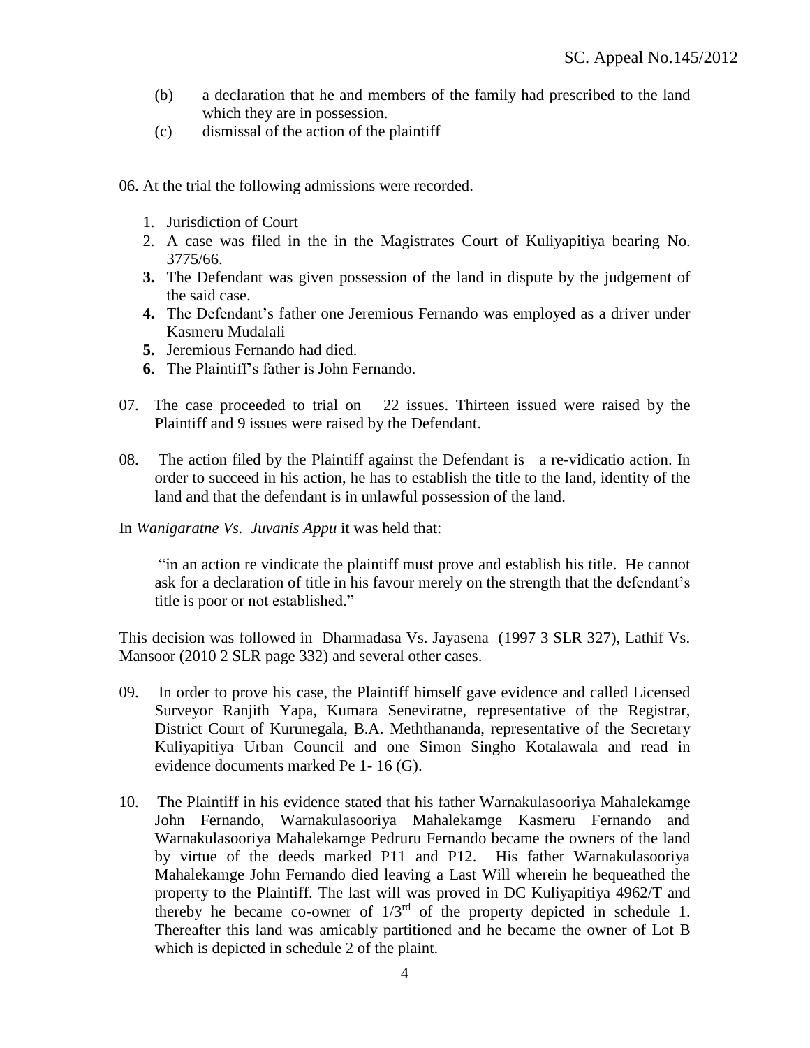(b) a declaration that he and members of the family had prescribed to the land which they are in possession.

(c) dismissal of the action of the plaintiff

06. At the trial the following admissions were recorded.

1. Jurisdiction of Court
2. A case was filed in the in the Magistrates Court of Kuliyapitiya bearing No. 3775/66.
3. **3.** The Defendant was given possession of the land in dispute by the judgement of the said case.
4. **4.** The Defendant's father one Jeremious Fernando was employed as a driver under Kasmeru Mudalali
5. **5.** Jeremious Fernando had died.
6. **6.** The Plaintiff's father is John Fernando.

07. The case proceeded to trial on 22 issues. Thirteen issued were raised by the Plaintiff and 9 issues were raised by the Defendant.

08. The action filed by the Plaintiff against the Defendant is a re-vidicatio action. In order to succeed in his action, he has to establish the title to the land, identity of the land and that the defendant is in unlawful possession of the land.

In *Wanigaratne Vs. Juvanis Appu* it was held that:

> "in an action re vindicate the plaintiff must prove and establish his title. He cannot ask for a declaration of title in his favour merely on the strength that the defendant's title is poor or not established."

This decision was followed in Dharmadasa Vs. Jayasena (1997 3 SLR 327), Lathif Vs. Mansoor (2010 2 SLR page 332) and several other cases.

09. In order to prove his case, the Plaintiff himself gave evidence and called Licensed Surveyor Ranjith Yapa, Kumara Seneviratne, representative of the Registrar, District Court of Kurunegala, B.A. Meththananda, representative of the Secretary Kuliyapitiya Urban Council and one Simon Singho Kotalawala and read in evidence documents marked Pe 1- 16 (G).

10. The Plaintiff in his evidence stated that his father Warnakulasooriya Mahalekamge John Fernando, Warnakulasooriya Mahalekamge Kasmeru Fernando and Warnakulasooriya Mahalekamge Pedruru Fernando became the owners of the land by virtue of the deeds marked P11 and P12. His father Warnakulasooriya Mahalekamge John Fernando died leaving a Last Will wherein he bequeathed the property to the Plaintiff. The last will was proved in DC Kuliyapitiya 4962/T and thereby he became co-owner of 1/3rd of the property depicted in schedule 1. Thereafter this land was amicably partitioned and he became the owner of Lot B which is depicted in schedule 2 of the plaint.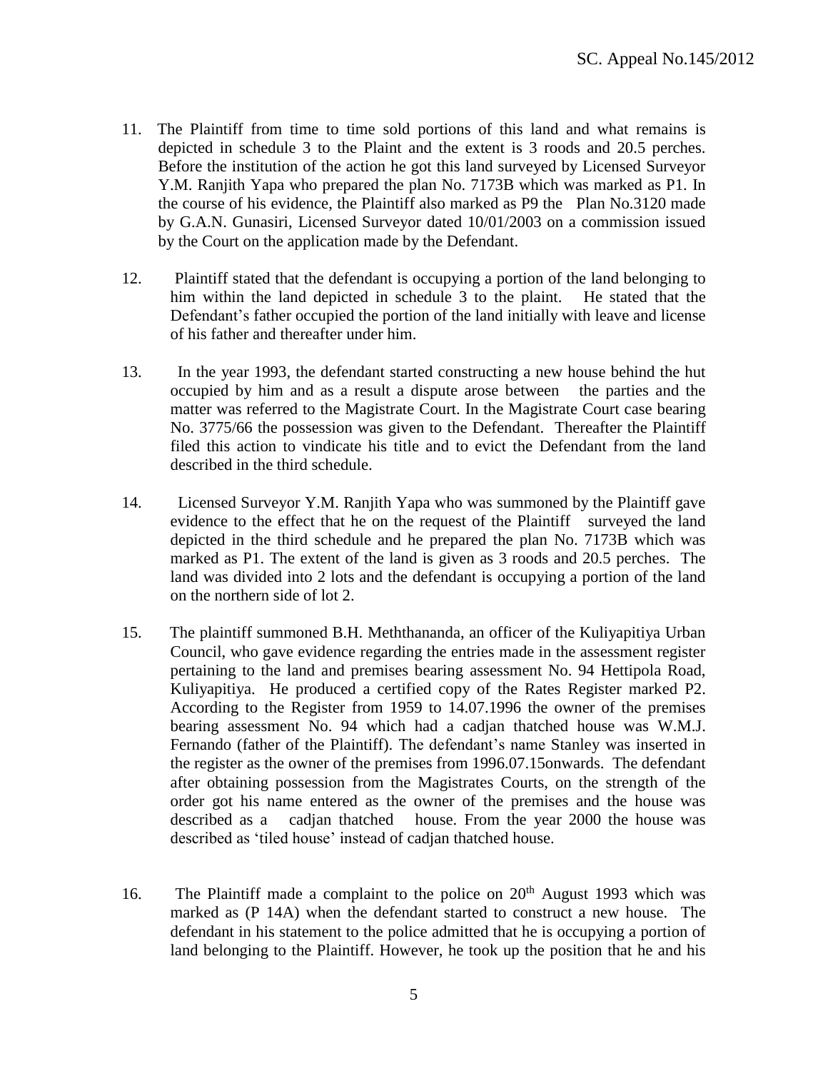11. The Plaintiff from time to time sold portions of this land and what remains is depicted in schedule 3 to the Plaint and the extent is 3 roods and 20.5 perches. Before the institution of the action he got this land surveyed by Licensed Surveyor Y.M. Ranjith Yapa who prepared the plan No. 7173B which was marked as P1. In the course of his evidence, the Plaintiff also marked as P9 the Plan No.3120 made by G.A.N. Gunasiri, Licensed Surveyor dated 10/01/2003 on a commission issued by the Court on the application made by the Defendant.

12. Plaintiff stated that the defendant is occupying a portion of the land belonging to him within the land depicted in schedule 3 to the plaint. He stated that the Defendant's father occupied the portion of the land initially with leave and license of his father and thereafter under him.

13. In the year 1993, the defendant started constructing a new house behind the hut occupied by him and as a result a dispute arose between the parties and the matter was referred to the Magistrate Court. In the Magistrate Court case bearing No. 3775/66 the possession was given to the Defendant. Thereafter the Plaintiff filed this action to vindicate his title and to evict the Defendant from the land described in the third schedule.

14. Licensed Surveyor Y.M. Ranjith Yapa who was summoned by the Plaintiff gave evidence to the effect that he on the request of the Plaintiff surveyed the land depicted in the third schedule and he prepared the plan No. 7173B which was marked as P1. The extent of the land is given as 3 roods and 20.5 perches. The land was divided into 2 lots and the defendant is occupying a portion of the land on the northern side of lot 2.

15. The plaintiff summoned B.H. Meththananda, an officer of the Kuliyapitiya Urban Council, who gave evidence regarding the entries made in the assessment register pertaining to the land and premises bearing assessment No. 94 Hettipola Road, Kuliyapitiya. He produced a certified copy of the Rates Register marked P2. According to the Register from 1959 to 14.07.1996 the owner of the premises bearing assessment No. 94 which had a cadjan thatched house was W.M.J. Fernando (father of the Plaintiff). The defendant's name Stanley was inserted in the register as the owner of the premises from 1996.07.15onwards. The defendant after obtaining possession from the Magistrates Courts, on the strength of the order got his name entered as the owner of the premises and the house was described as a cadjan thatched house. From the year 2000 the house was described as 'tiled house' instead of cadjan thatched house.

16. The Plaintiff made a complaint to the police on 20th August 1993 which was marked as (P 14A) when the defendant started to construct a new house. The defendant in his statement to the police admitted that he is occupying a portion of land belonging to the Plaintiff. However, he took up the position that he and his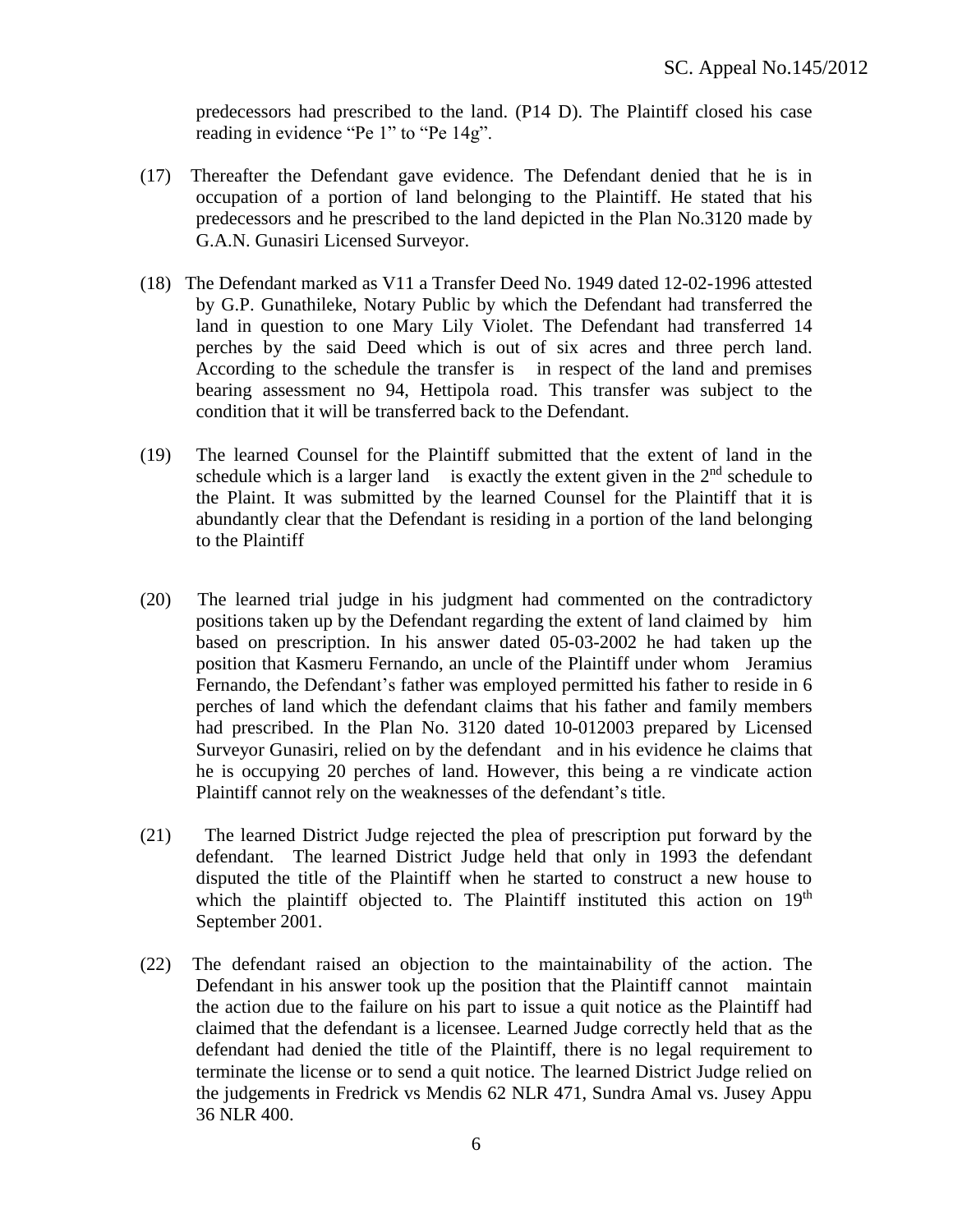predecessors had prescribed to the land. (P14 D). The Plaintiff closed his case reading in evidence "Pe 1" to "Pe 14g".

(17) Thereafter the Defendant gave evidence. The Defendant denied that he is in occupation of a portion of land belonging to the Plaintiff. He stated that his predecessors and he prescribed to the land depicted in the Plan No.3120 made by G.A.N. Gunasiri Licensed Surveyor.

(18) The Defendant marked as V11 a Transfer Deed No. 1949 dated 12-02-1996 attested by G.P. Gunathileke, Notary Public by which the Defendant had transferred the land in question to one Mary Lily Violet. The Defendant had transferred 14 perches by the said Deed which is out of six acres and three perch land. According to the schedule the transfer is in respect of the land and premises bearing assessment no 94, Hettipola road. This transfer was subject to the condition that it will be transferred back to the Defendant.

(19) The learned Counsel for the Plaintiff submitted that the extent of land in the schedule which is a larger land is exactly the extent given in the 2nd schedule to the Plaint. It was submitted by the learned Counsel for the Plaintiff that it is abundantly clear that the Defendant is residing in a portion of the land belonging to the Plaintiff

(20) The learned trial judge in his judgment had commented on the contradictory positions taken up by the Defendant regarding the extent of land claimed by him based on prescription. In his answer dated 05-03-2002 he had taken up the position that Kasmeru Fernando, an uncle of the Plaintiff under whom Jeramius Fernando, the Defendant's father was employed permitted his father to reside in 6 perches of land which the defendant claims that his father and family members had prescribed. In the Plan No. 3120 dated 10-012003 prepared by Licensed Surveyor Gunasiri, relied on by the defendant and in his evidence he claims that he is occupying 20 perches of land. However, this being a re vindicate action Plaintiff cannot rely on the weaknesses of the defendant's title.

(21) The learned District Judge rejected the plea of prescription put forward by the defendant. The learned District Judge held that only in 1993 the defendant disputed the title of the Plaintiff when he started to construct a new house to which the plaintiff objected to. The Plaintiff instituted this action on 19th September 2001.

(22) The defendant raised an objection to the maintainability of the action. The Defendant in his answer took up the position that the Plaintiff cannot maintain the action due to the failure on his part to issue a quit notice as the Plaintiff had claimed that the defendant is a licensee. Learned Judge correctly held that as the defendant had denied the title of the Plaintiff, there is no legal requirement to terminate the license or to send a quit notice. The learned District Judge relied on the judgements in Fredrick vs Mendis 62 NLR 471, Sundra Amal vs. Jusey Appu 36 NLR 400.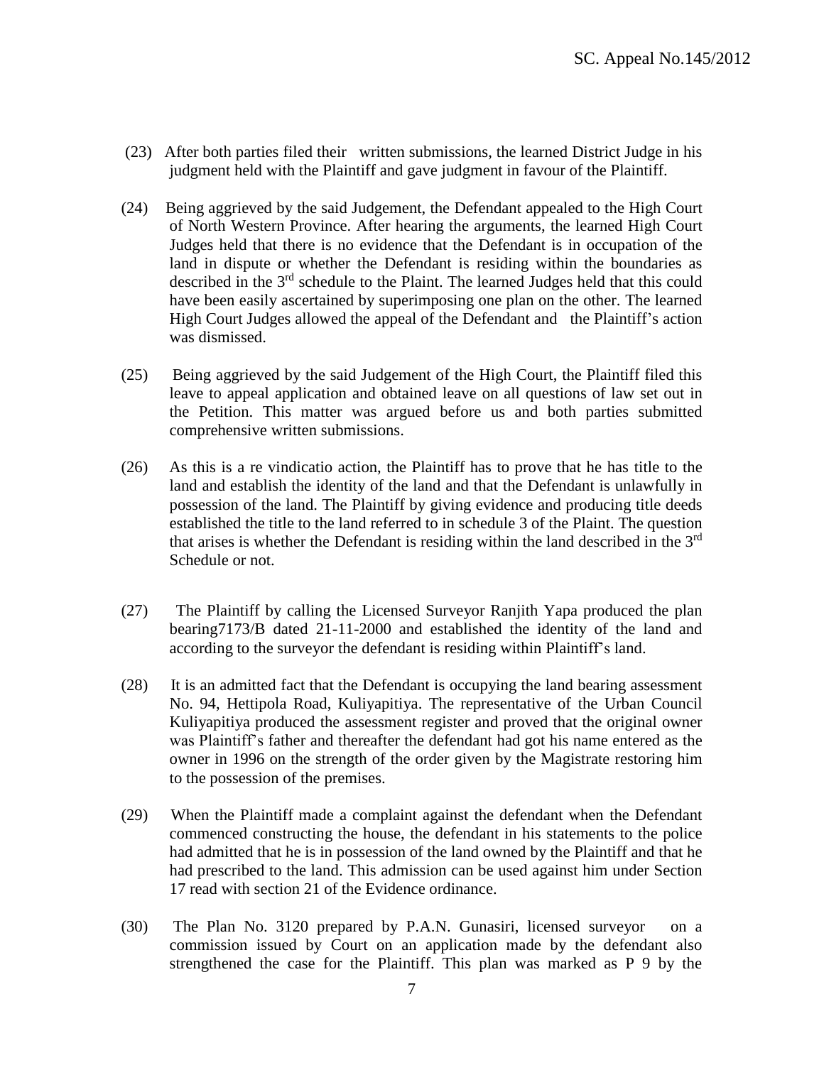(23) After both parties filed their written submissions, the learned District Judge in his judgment held with the Plaintiff and gave judgment in favour of the Plaintiff.

(24) Being aggrieved by the said Judgement, the Defendant appealed to the High Court of North Western Province. After hearing the arguments, the learned High Court Judges held that there is no evidence that the Defendant is in occupation of the land in dispute or whether the Defendant is residing within the boundaries as described in the 3rd schedule to the Plaint. The learned Judges held that this could have been easily ascertained by superimposing one plan on the other. The learned High Court Judges allowed the appeal of the Defendant and the Plaintiff's action was dismissed.

(25) Being aggrieved by the said Judgement of the High Court, the Plaintiff filed this leave to appeal application and obtained leave on all questions of law set out in the Petition. This matter was argued before us and both parties submitted comprehensive written submissions.

(26) As this is a re vindicatio action, the Plaintiff has to prove that he has title to the land and establish the identity of the land and that the Defendant is unlawfully in possession of the land. The Plaintiff by giving evidence and producing title deeds established the title to the land referred to in schedule 3 of the Plaint. The question that arises is whether the Defendant is residing within the land described in the 3rd Schedule or not.

(27) The Plaintiff by calling the Licensed Surveyor Ranjith Yapa produced the plan bearing7173/B dated 21-11-2000 and established the identity of the land and according to the surveyor the defendant is residing within Plaintiff's land.

(28) It is an admitted fact that the Defendant is occupying the land bearing assessment No. 94, Hettipola Road, Kuliyapitiya. The representative of the Urban Council Kuliyapitiya produced the assessment register and proved that the original owner was Plaintiff's father and thereafter the defendant had got his name entered as the owner in 1996 on the strength of the order given by the Magistrate restoring him to the possession of the premises.

(29) When the Plaintiff made a complaint against the defendant when the Defendant commenced constructing the house, the defendant in his statements to the police had admitted that he is in possession of the land owned by the Plaintiff and that he had prescribed to the land. This admission can be used against him under Section 17 read with section 21 of the Evidence ordinance.

(30) The Plan No. 3120 prepared by P.A.N. Gunasiri, licensed surveyor on a commission issued by Court on an application made by the defendant also strengthened the case for the Plaintiff. This plan was marked as P 9 by the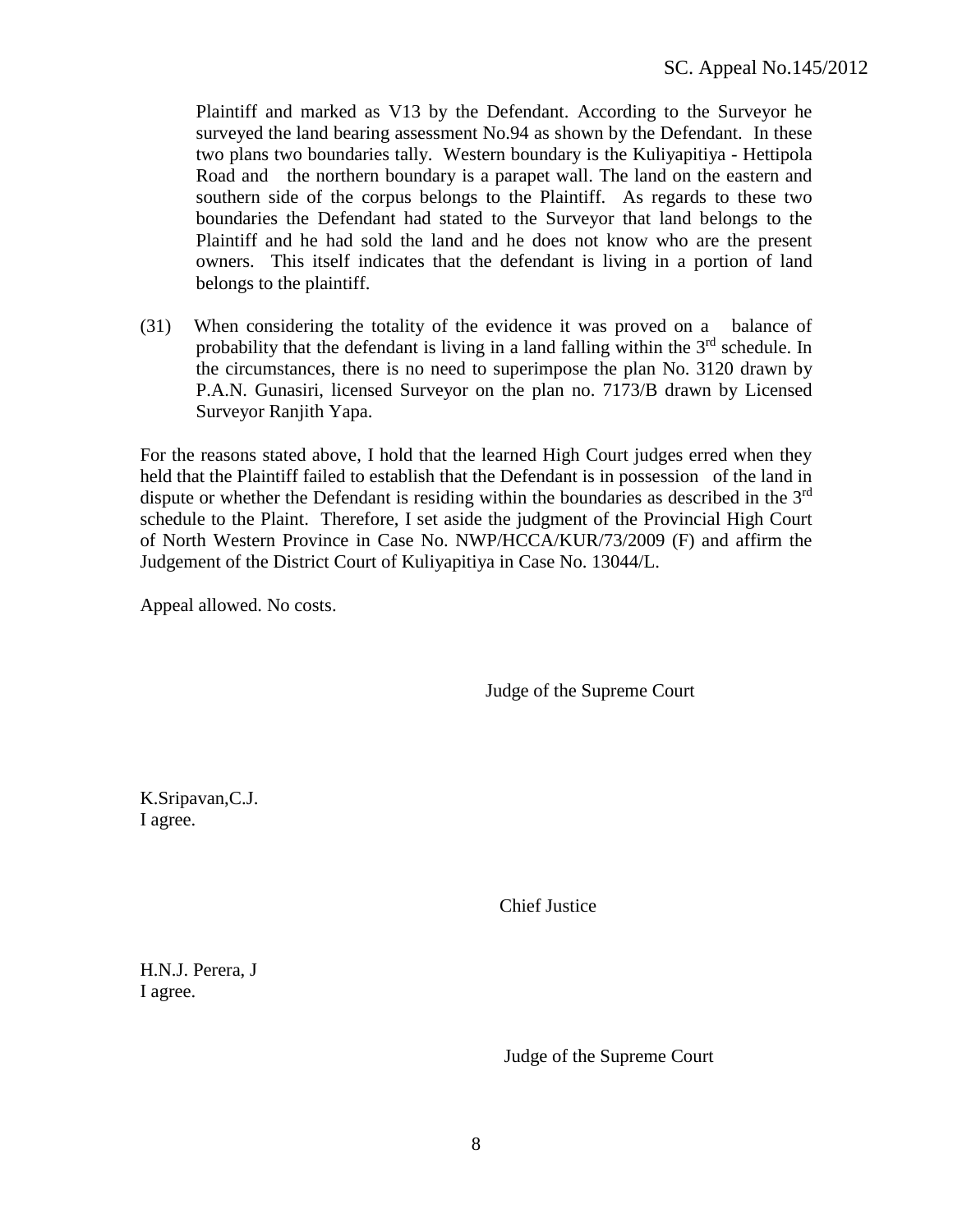Plaintiff and marked as V13 by the Defendant. According to the Surveyor he surveyed the land bearing assessment No.94 as shown by the Defendant. In these two plans two boundaries tally. Western boundary is the Kuliyapitiya - Hettipola Road and the northern boundary is a parapet wall. The land on the eastern and southern side of the corpus belongs to the Plaintiff. As regards to these two boundaries the Defendant had stated to the Surveyor that land belongs to the Plaintiff and he had sold the land and he does not know who are the present owners. This itself indicates that the defendant is living in a portion of land belongs to the plaintiff.

(31) When considering the totality of the evidence it was proved on a balance of probability that the defendant is living in a land falling within the 3rd schedule. In the circumstances, there is no need to superimpose the plan No. 3120 drawn by P.A.N. Gunasiri, licensed Surveyor on the plan no. 7173/B drawn by Licensed Surveyor Ranjith Yapa.

For the reasons stated above, I hold that the learned High Court judges erred when they held that the Plaintiff failed to establish that the Defendant is in possession of the land in dispute or whether the Defendant is residing within the boundaries as described in the 3rd schedule to the Plaint. Therefore, I set aside the judgment of the Provincial High Court of North Western Province in Case No. NWP/HCCA/KUR/73/2009 (F) and affirm the Judgement of the District Court of Kuliyapitiya in Case No. 13044/L.

Appeal allowed. No costs.

Judge of the Supreme Court

K.Sripavan,C.J.
I agree.

Chief Justice

H.N.J. Perera, J
I agree.

Judge of the Supreme Court